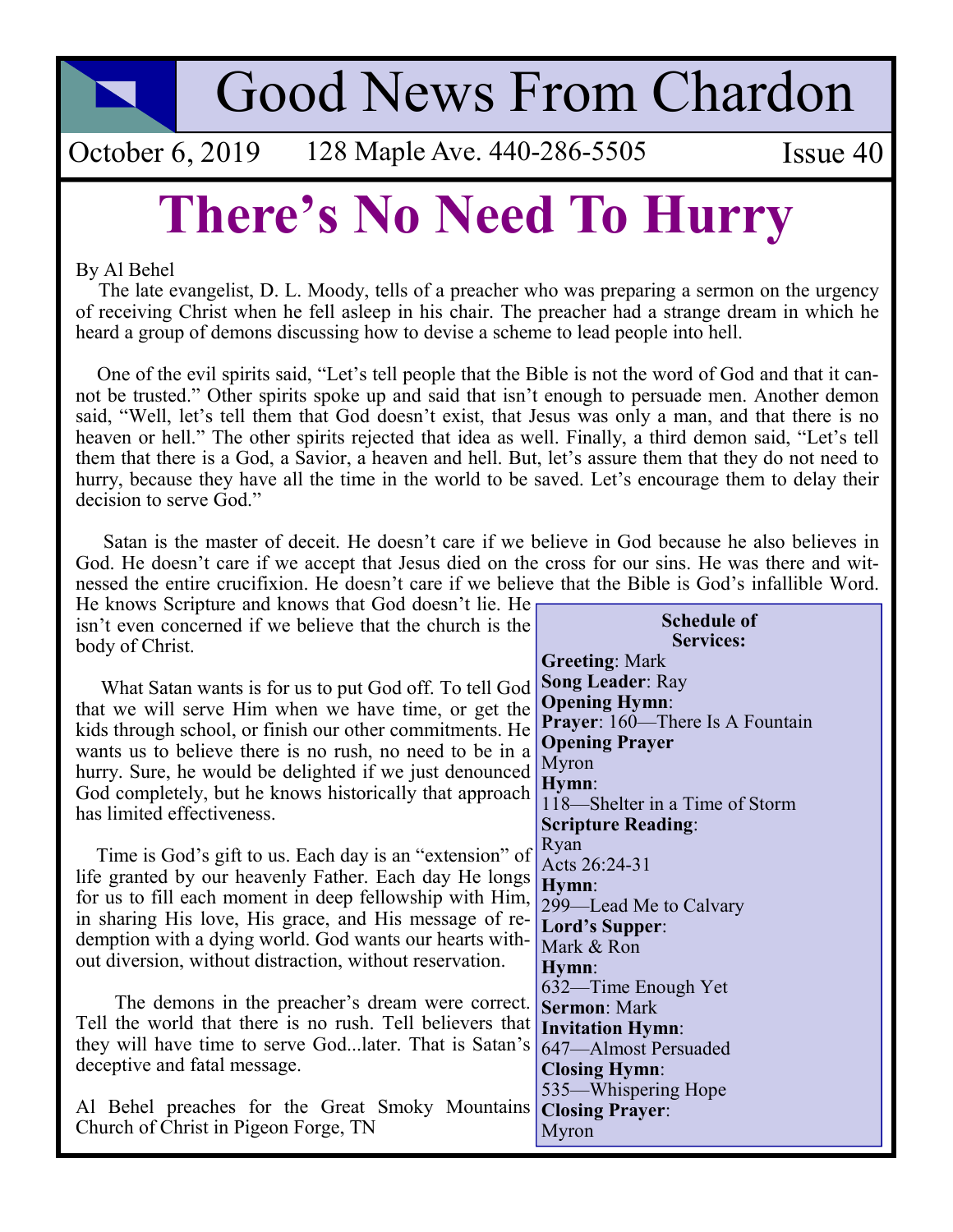# Good News From Chardon

October 6, 2019 | 128 Maple Ave. 440-286-5505 | Issue 40

# There's No Need To Hurry

By Al Behel

The late evangelist, D. L. Moody, tells of a preacher who was preparing a sermon on the urgency of receiving Christ when he fell asleep in his chair. The preacher had a strange dream in which he heard a group of demons discussing how to devise a scheme to lead people into hell.

One of the evil spirits said, "Let's tell people that the Bible is not the word of God and that it cannot be trusted." Other spirits spoke up and said that isn't enough to persuade men. Another demon said, "Well, let's tell them that God doesn't exist, that Jesus was only a man, and that there is no heaven or hell." The other spirits rejected that idea as well. Finally, a third demon said, "Let's tell them that there is a God, a Savior, a heaven and hell. But, let's assure them that they do not need to hurry, because they have all the time in the world to be saved. Let's encourage them to delay their decision to serve God."

Satan is the master of deceit. He doesn't care if we believe in God because he also believes in God. He doesn't care if we accept that Jesus died on the cross for our sins. He was there and witnessed the entire crucifixion. He doesn't care if we believe that the Bible is God's infallible Word. He knows Scripture and knows that God doesn't lie. He isn't even concerned if we believe that the church is the body of Christ.

What Satan wants is for us to put God off. To tell God that we will serve Him when we have time, or get the kids through school, or finish our other commitments. He wants us to believe there is no rush, no need to be in a hurry. Sure, he would be delighted if we just denounced God completely, but he knows historically that approach has limited effectiveness.

Time is God's gift to us. Each day is an "extension" of life granted by our heavenly Father. Each day He longs for us to fill each moment in deep fellowship with Him, in sharing His love, His grace, and His message of redemption with a dying world. God wants our hearts without diversion, without distraction, without reservation.

The demons in the preacher's dream were correct. Tell the world that there is no rush. Tell believers that they will have time to serve God...later. That is Satan's deceptive and fatal message.

Al Behel preaches for the Great Smoky Mountains Church of Christ in Pigeon Forge, TN

**Schedule of Services:**

**Greeting**: Mark
**Song Leader**: Ray
**Opening Hymn**:
**Prayer**: 160—There Is A Fountain
**Opening Prayer**
Myron
**Hymn**:
118—Shelter in a Time of Storm
**Scripture Reading**:
Ryan
Acts 26:24-31
**Hymn**:
299—Lead Me to Calvary
**Lord's Supper**:
Mark & Ron
**Hymn**:
632—Time Enough Yet
**Sermon**: Mark
**Invitation Hymn**:
647—Almost Persuaded
**Closing Hymn**:
535—Whispering Hope
**Closing Prayer**:
Myron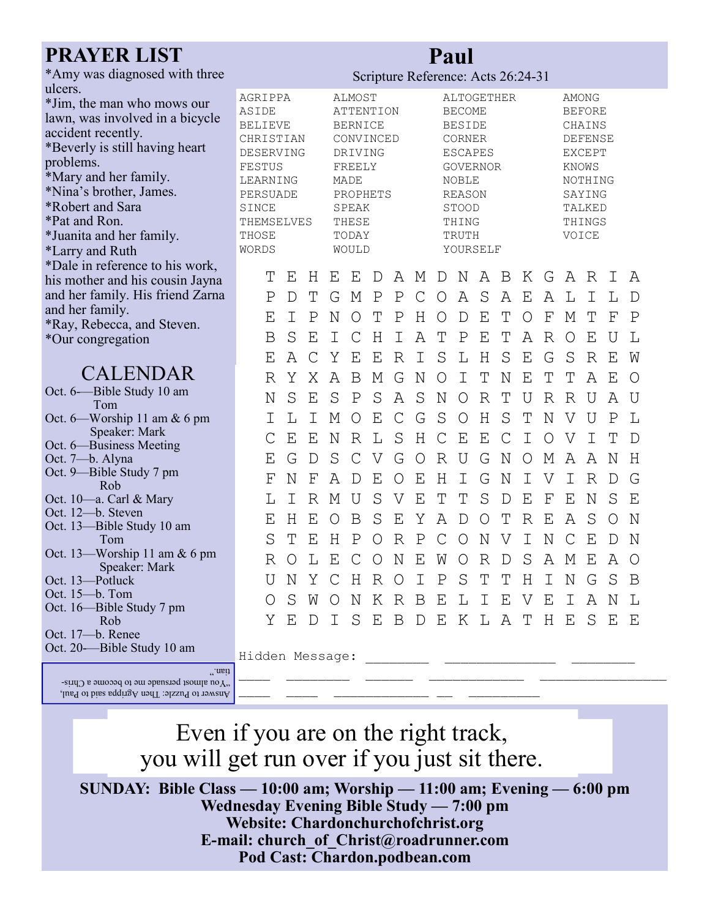## PRAYER LIST

*Amy was diagnosed with three ulcers.
*Jim, the man who mows our lawn, was involved in a bicycle accident recently.
*Beverly is still having heart problems.
*Mary and her family.
*Nina's brother, James.
*Robert and Sara
*Pat and Ron.
*Juanita and her family.
*Larry and Ruth
*Dale in reference to his work, his mother and his cousin Jayna and her family. His friend Zarna and her family.
*Ray, Rebecca, and Steven.
*Our congregation

## CALENDAR

Oct. 6—Bible Study 10 am Tom
Oct. 6—Worship 11 am & 6 pm Speaker: Mark
Oct. 6—Business Meeting
Oct. 7—b. Alyna
Oct. 9—Bible Study 7 pm Rob
Oct. 10—a. Carl & Mary
Oct. 12—b. Steven
Oct. 13—Bible Study 10 am Tom
Oct. 13—Worship 11 am & 6 pm Speaker: Mark
Oct. 13—Potluck
Oct. 15—b. Tom
Oct. 16—Bible Study 7 pm Rob
Oct. 17—b. Renee
Oct. 20—Bible Study 10 am

Answer to Puzzle: Then Agrippa said to Paul, "You almost persuade me to become a Christian."

# Paul

Scripture Reference: Acts 26:24-31

| | | | |
|---|---|---|---|
| AGRIPPA | ALMOST | ALTOGETHER | AMONG |
| ASIDE | ATTENTION | BECOME | BEFORE |
| BELIEVE | BERNICE | BESIDE | CHAINS |
| CHRISTIAN | CONVINCED | CORNER | DEFENSE |
| DESERVING | DRIVING | ESCAPES | EXCEPT |
| FESTUS | FREELY | GOVERNOR | KNOWS |
| LEARNING | MADE | NOBLE | NOTHING |
| PERSUADE | PROPHETS | REASON | SAYING |
| SINCE | SPEAK | STOOD | TALKED |
| THEMSELVES | THESE | THING | THINGS |
| THOSE | TODAY | TRUTH | VOICE |
| WORDS | WOULD | YOURSELF | |

```
T E H E E D A M D N A B K G A R I A
P D T G M P P C O A S A E A L I L D
E I P N O T P H O D E T O F M T F P
B S E I C H I A T P E T A R O E U L
E A C Y E E R I S L H S E G S R E W
R Y X A B M G N O I T N E T T A E O
N S E S P S A S N O R T U R R U A U
I L I M O E C G S O H S T N V U P L
C E E N R L S H C E E C I O V I T D
E G D S C V G O R U G N O M A A N H
F N F A D E O E H I G N I V I R D G
L I R M U S V E T T S D E F E N S E
E H E O B S E Y A D O T R E A S O N
S T E H P O R P C O N V I N C E D N
R O L E C O N E W O R D S A M E A O
U N Y C H R O I P S T T H I N G S B
O S W O N K R B E L I E V E I A N L
Y E D I S E B D E K L A T H E S E E
```

Hidden Message: ________ ______________ ________
____ ________ ______ ____________ __________________
____ ____ ____________ __ __________

Even if you are on the right track,
you will get run over if you just sit there.

**SUNDAY: Bible Class — 10:00 am; Worship — 11:00 am; Evening — 6:00 pm**
**Wednesday Evening Bible Study — 7:00 pm**
**Website: Chardonchurchofchrist.org**
**E-mail: church_of_Christ@roadrunner.com**
**Pod Cast: Chardon.podbean.com**